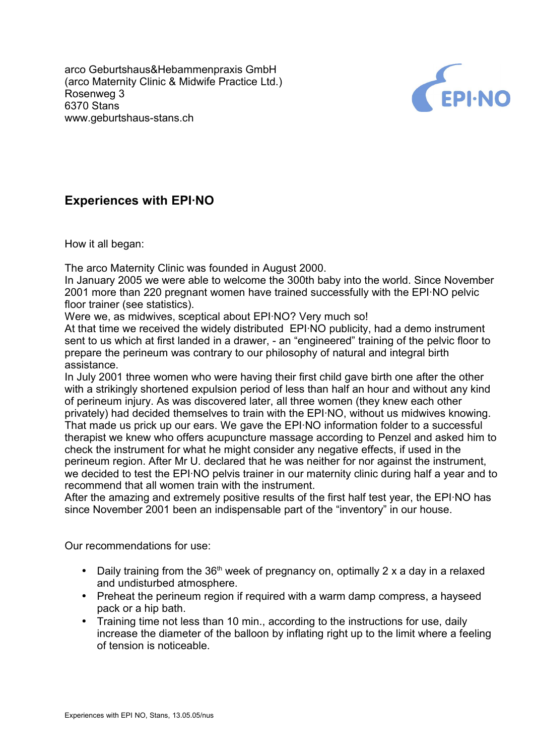arco Geburtshaus&Hebammenpraxis GmbH
(arco Maternity Clinic & Midwife Practice Ltd.)
Rosenweg 3
6370 Stans
www.geburtshaus-stans.ch

## Experiences with EPI·NO

How it all began:

The arco Maternity Clinic was founded in August 2000.
In January 2005 we were able to welcome the 300th baby into the world. Since November 2001 more than 220 pregnant women have trained successfully with the EPI·NO pelvic floor trainer (see statistics).
Were we, as midwives, sceptical about EPI·NO? Very much so!
At that time we received the widely distributed EPI·NO publicity, had a demo instrument sent to us which at first landed in a drawer, - an "engineered" training of the pelvic floor to prepare the perineum was contrary to our philosophy of natural and integral birth assistance.
In July 2001 three women who were having their first child gave birth one after the other with a strikingly shortened expulsion period of less than half an hour and without any kind of perineum injury. As was discovered later, all three women (they knew each other privately) had decided themselves to train with the EPI·NO, without us midwives knowing. That made us prick up our ears. We gave the EPI·NO information folder to a successful therapist we knew who offers acupuncture massage according to Penzel and asked him to check the instrument for what he might consider any negative effects, if used in the perineum region. After Mr U. declared that he was neither for nor against the instrument, we decided to test the EPI·NO pelvis trainer in our maternity clinic during half a year and to recommend that all women train with the instrument.
After the amazing and extremely positive results of the first half test year, the EPI·NO has since November 2001 been an indispensable part of the "inventory" in our house.

Our recommendations for use:

- Daily training from the 36th week of pregnancy on, optimally 2 x a day in a relaxed and undisturbed atmosphere.
- Preheat the perineum region if required with a warm damp compress, a hayseed pack or a hip bath.
- Training time not less than 10 min., according to the instructions for use, daily increase the diameter of the balloon by inflating right up to the limit where a feeling of tension is noticeable.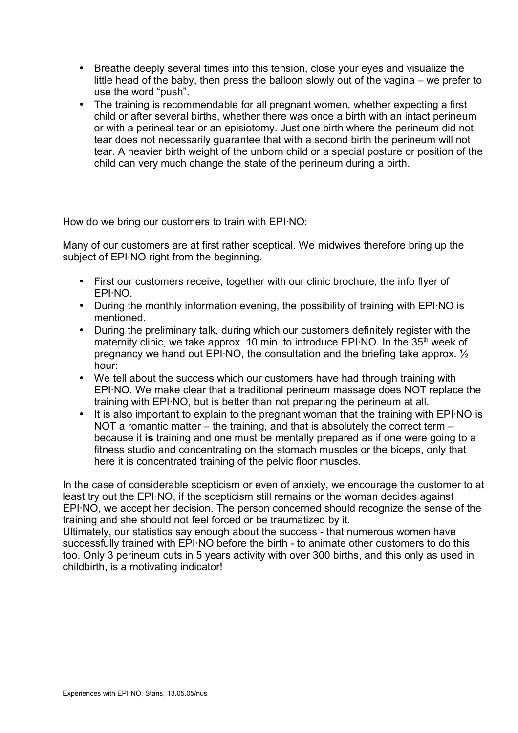- Breathe deeply several times into this tension, close your eyes and visualize the little head of the baby, then press the balloon slowly out of the vagina – we prefer to use the word "push".
- The training is recommendable for all pregnant women, whether expecting a first child or after several births, whether there was once a birth with an intact perineum or with a perineal tear or an episiotomy. Just one birth where the perineum did not tear does not necessarily guarantee that with a second birth the perineum will not tear. A heavier birth weight of the unborn child or a special posture or position of the child can very much change the state of the perineum during a birth.

How do we bring our customers to train with EPI·NO:

Many of our customers are at first rather sceptical. We midwives therefore bring up the subject of EPI·NO right from the beginning.

- First our customers receive, together with our clinic brochure, the info flyer of EPI·NO.
- During the monthly information evening, the possibility of training with EPI·NO is mentioned.
- During the preliminary talk, during which our customers definitely register with the maternity clinic, we take approx. 10 min. to introduce EPI·NO. In the 35th week of pregnancy we hand out EPI·NO, the consultation and the briefing take approx. ½ hour:
- We tell about the success which our customers have had through training with EPI·NO. We make clear that a traditional perineum massage does NOT replace the training with EPI·NO, but is better than not preparing the perineum at all.
- It is also important to explain to the pregnant woman that the training with EPI·NO is NOT a romantic matter – the training, and that is absolutely the correct term – because it **is** training and one must be mentally prepared as if one were going to a fitness studio and concentrating on the stomach muscles or the biceps, only that here it is concentrated training of the pelvic floor muscles.

In the case of considerable scepticism or even of anxiety, we encourage the customer to at least try out the EPI·NO, if the scepticism still remains or the woman decides against EPI·NO, we accept her decision. The person concerned should recognize the sense of the training and she should not feel forced or be traumatized by it.
Ultimately, our statistics say enough about the success - that numerous women have successfully trained with EPI·NO before the birth - to animate other customers to do this too. Only 3 perineum cuts in 5 years activity with over 300 births, and this only as used in childbirth, is a motivating indicator!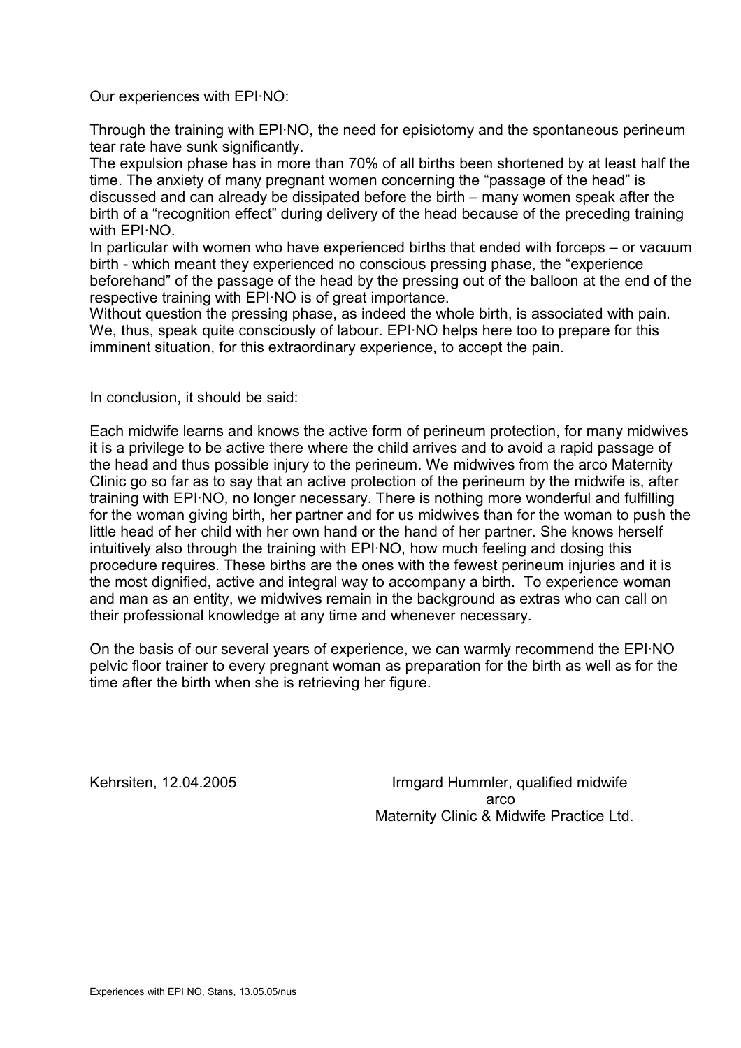Our experiences with EPI·NO:

Through the training with EPI·NO, the need for episiotomy and the spontaneous perineum tear rate have sunk significantly.
The expulsion phase has in more than 70% of all births been shortened by at least half the time. The anxiety of many pregnant women concerning the "passage of the head" is discussed and can already be dissipated before the birth – many women speak after the birth of a "recognition effect" during delivery of the head because of the preceding training with EPI·NO.
In particular with women who have experienced births that ended with forceps – or vacuum birth - which meant they experienced no conscious pressing phase, the "experience beforehand" of the passage of the head by the pressing out of the balloon at the end of the respective training with EPI·NO is of great importance.
Without question the pressing phase, as indeed the whole birth, is associated with pain. We, thus, speak quite consciously of labour. EPI·NO helps here too to prepare for this imminent situation, for this extraordinary experience, to accept the pain.

In conclusion, it should be said:

Each midwife learns and knows the active form of perineum protection, for many midwives it is a privilege to be active there where the child arrives and to avoid a rapid passage of the head and thus possible injury to the perineum. We midwives from the arco Maternity Clinic go so far as to say that an active protection of the perineum by the midwife is, after training with EPI·NO, no longer necessary. There is nothing more wonderful and fulfilling for the woman giving birth, her partner and for us midwives than for the woman to push the little head of her child with her own hand or the hand of her partner. She knows herself intuitively also through the training with EPI·NO, how much feeling and dosing this procedure requires. These births are the ones with the fewest perineum injuries and it is the most dignified, active and integral way to accompany a birth. To experience woman and man as an entity, we midwives remain in the background as extras who can call on their professional knowledge at any time and whenever necessary.

On the basis of our several years of experience, we can warmly recommend the EPI·NO pelvic floor trainer to every pregnant woman as preparation for the birth as well as for the time after the birth when she is retrieving her figure.

Kehrsiten, 12.04.2005

Irmgard Hummler, qualified midwife
arco
Maternity Clinic & Midwife Practice Ltd.

Experiences with EPI NO, Stans, 13.05.05/nus